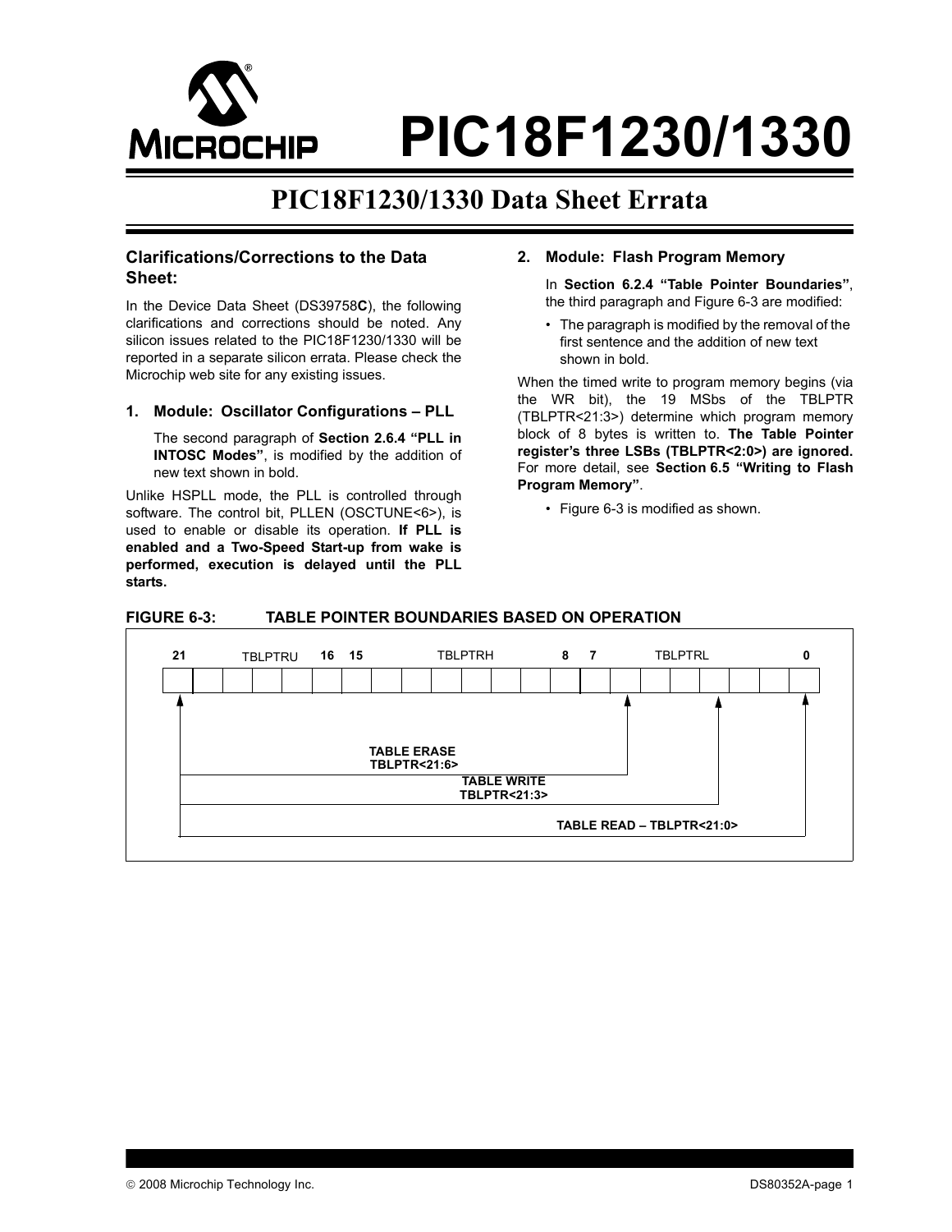# PIC18F1230/1330

## PIC18F1230/1330 Data Sheet Errata

### Clarifications/Corrections to the Data Sheet:

In the Device Data Sheet (DS39758**C**), the following clarifications and corrections should be noted. Any silicon issues related to the PIC18F1230/1330 will be reported in a separate silicon errata. Please check the Microchip web site for any existing issues.

#### 1. Module: Oscillator Configurations – PLL

The second paragraph of **Section 2.6.4 "PLL in INTOSC Modes"**, is modified by the addition of new text shown in bold.

Unlike HSPLL mode, the PLL is controlled through software. The control bit, PLLEN (OSCTUNE<6>), is used to enable or disable its operation. **If PLL is enabled and a Two-Speed Start-up from wake is performed, execution is delayed until the PLL starts.**

#### 2. Module: Flash Program Memory

In **Section 6.2.4 "Table Pointer Boundaries"**, the third paragraph and Figure 6-3 are modified:

- The paragraph is modified by the removal of the first sentence and the addition of new text shown in bold.

When the timed write to program memory begins (via the WR bit), the 19 MSbs of the TBLPTR (TBLPTR<21:3>) determine which program memory block of 8 bytes is written to. **The Table Pointer register's three LSBs (TBLPTR<2:0>) are ignored.** For more detail, see **Section 6.5 "Writing to Flash Program Memory"**.

- Figure 6-3 is modified as shown.

**FIGURE 6-3: TABLE POINTER BOUNDARIES BASED ON OPERATION**

| 21 … 16 | 15 … 8 | 7 … 0 |
|---|---|---|
| TBLPTRU | TBLPTRH | TBLPTRL |

TABLE ERASE TBLPTR<21:6>

TABLE WRITE TBLPTR<21:3>

TABLE READ – TBLPTR<21:0>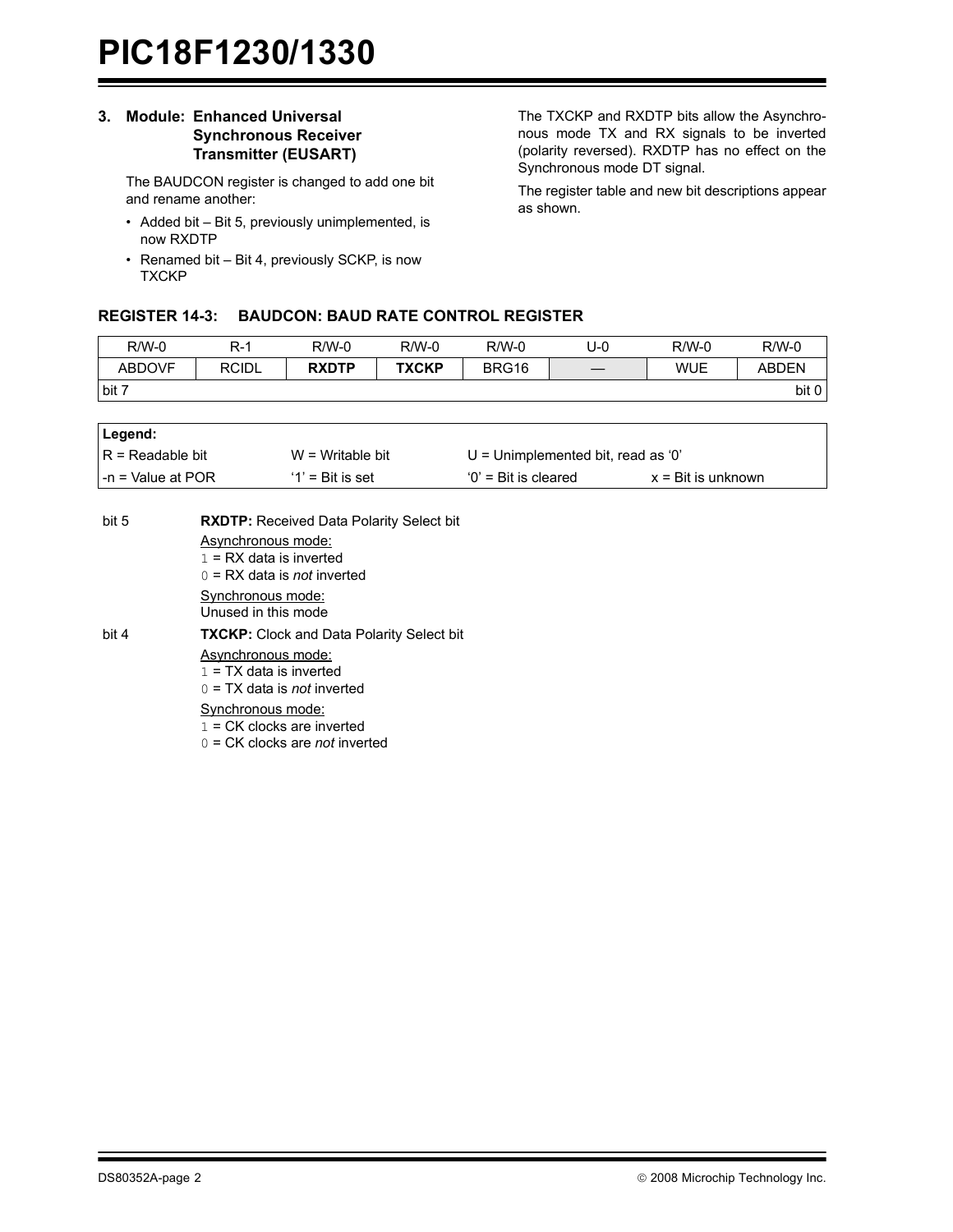## 3. Module: Enhanced Universal Synchronous Receiver Transmitter (EUSART)

The BAUDCON register is changed to add one bit and rename another:

- Added bit – Bit 5, previously unimplemented, is now RXDTP
- Renamed bit – Bit 4, previously SCKP, is now TXCKP

The TXCKP and RXDTP bits allow the Asynchronous mode TX and RX signals to be inverted (polarity reversed). RXDTP has no effect on the Synchronous mode DT signal.

The register table and new bit descriptions appear as shown.

### REGISTER 14-3: BAUDCON: BAUD RATE CONTROL REGISTER

| R/W-0 | R-1 | R/W-0 | R/W-0 | R/W-0 | U-0 | R/W-0 | R/W-0 |
|---|---|---|---|---|---|---|---|
| ABDOVF | RCIDL | **RXDTP** | **TXCKP** | BRG16 | — | WUE | ABDEN |
| bit 7 | | | | | | | bit 0 |

| **Legend:** | | | |
|---|---|---|---|
| R = Readable bit | W = Writable bit | U = Unimplemented bit, read as ‘0’ | |
| -n = Value at POR | ‘1’ = Bit is set | ‘0’ = Bit is cleared | x = Bit is unknown |

bit 5 **RXDTP:** Received Data Polarity Select bit

Asynchronous mode:
1 = RX data is inverted
0 = RX data is *not* inverted

Synchronous mode:
Unused in this mode

bit 4 **TXCKP:** Clock and Data Polarity Select bit

Asynchronous mode:
1 = TX data is inverted
0 = TX data is *not* inverted

Synchronous mode:
1 = CK clocks are inverted
0 = CK clocks are *not* inverted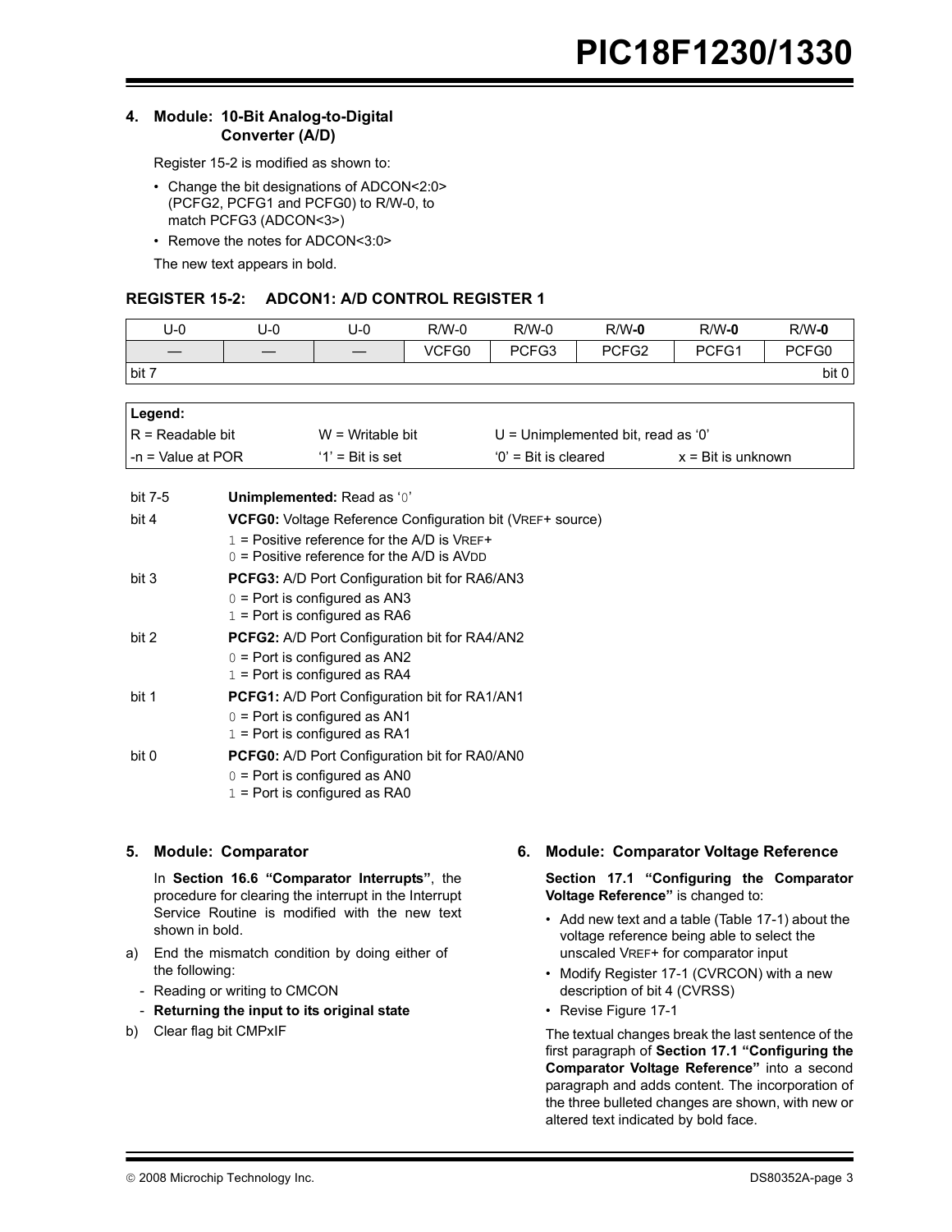## 4. Module: 10-Bit Analog-to-Digital Converter (A/D)

Register 15-2 is modified as shown to:

- Change the bit designations of ADCON<2:0> (PCFG2, PCFG1 and PCFG0) to R/W-0, to match PCFG3 (ADCON<3>)
- Remove the notes for ADCON<3:0>

The new text appears in bold.

### REGISTER 15-2: ADCON1: A/D CONTROL REGISTER 1

| U-0 | U-0 | U-0 | R/W-0 | R/W-0 | R/W-**0** | R/W-**0** | R/W-**0** |
|---|---|---|---|---|---|---|---|
| — | — | — | VCFG0 | PCFG3 | PCFG2 | PCFG1 | PCFG0 |
| bit 7 | | | | | | | bit 0 |

| Legend: | | | |
|---|---|---|---|
| R = Readable bit | W = Writable bit | U = Unimplemented bit, read as ‘0’ | |
| -n = Value at POR | ‘1’ = Bit is set | ‘0’ = Bit is cleared | x = Bit is unknown |

bit 7-5 **Unimplemented:** Read as ‘0’

bit 4 **VCFG0:** Voltage Reference Configuration bit (VREF+ source)
1 = Positive reference for the A/D is VREF+
0 = Positive reference for the A/D is AVDD

bit 3 **PCFG3:** A/D Port Configuration bit for RA6/AN3
0 = Port is configured as AN3
1 = Port is configured as RA6

bit 2 **PCFG2:** A/D Port Configuration bit for RA4/AN2
0 = Port is configured as AN2
1 = Port is configured as RA4

bit 1 **PCFG1:** A/D Port Configuration bit for RA1/AN1
0 = Port is configured as AN1
1 = Port is configured as RA1

bit 0 **PCFG0:** A/D Port Configuration bit for RA0/AN0
0 = Port is configured as AN0
1 = Port is configured as RA0

## 5. Module: Comparator

In **Section 16.6 “Comparator Interrupts”**, the procedure for clearing the interrupt in the Interrupt Service Routine is modified with the new text shown in bold.

a) End the mismatch condition by doing either of the following:
  - Reading or writing to CMCON
  - **Returning the input to its original state**

b) Clear flag bit CMPxIF

## 6. Module: Comparator Voltage Reference

**Section 17.1 “Configuring the Comparator Voltage Reference”** is changed to:

- Add new text and a table (Table 17-1) about the voltage reference being able to select the unscaled VREF+ for comparator input
- Modify Register 17-1 (CVRCON) with a new description of bit 4 (CVRSS)
- Revise Figure 17-1

The textual changes break the last sentence of the first paragraph of **Section 17.1 “Configuring the Comparator Voltage Reference”** into a second paragraph and adds content. The incorporation of the three bulleted changes are shown, with new or altered text indicated by bold face.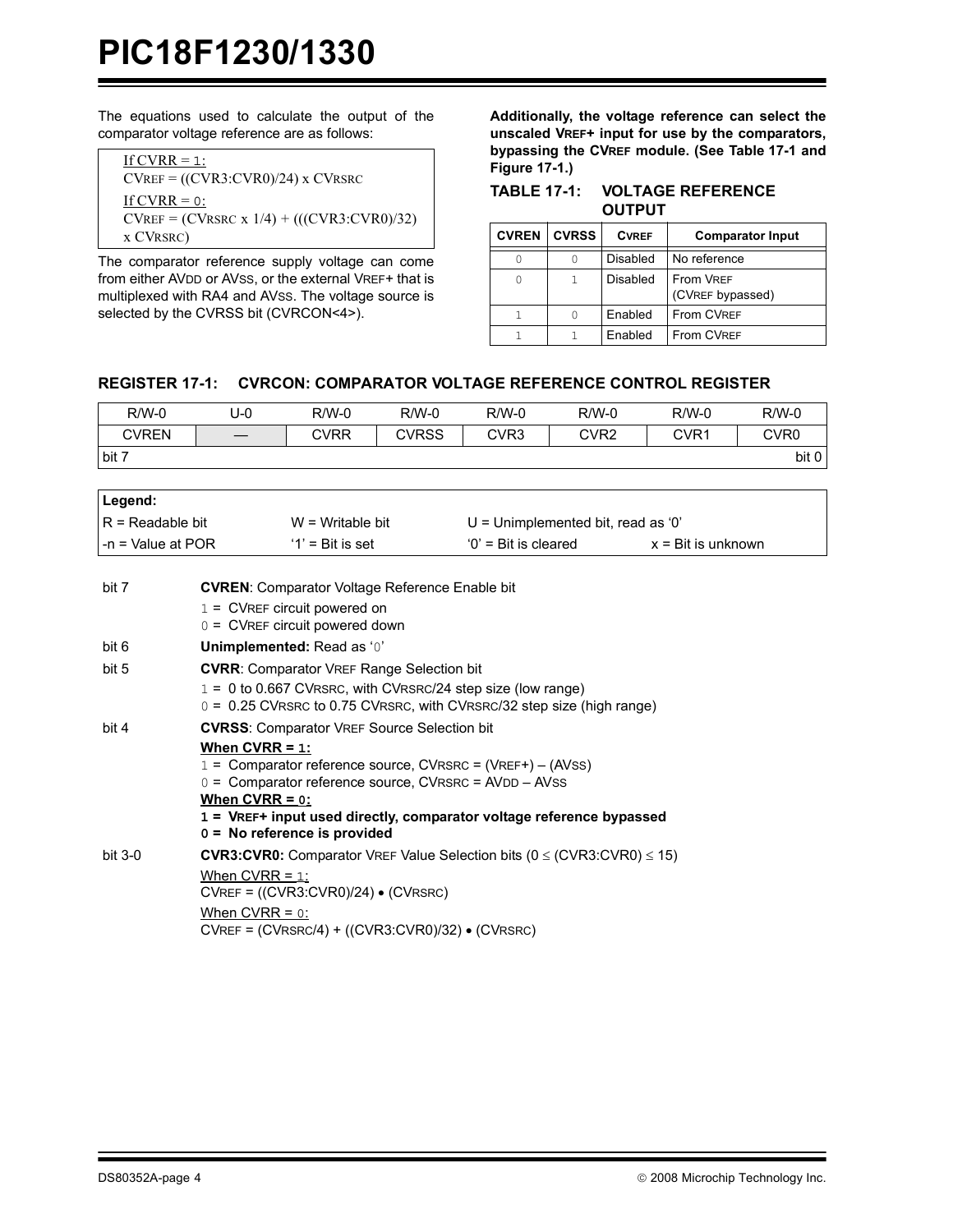The equations used to calculate the output of the comparator voltage reference are as follows:

> If CVRR = 1:
> CVREF = ((CVR3:CVR0)/24) x CVRSRC
> If CVRR = 0:
> CVREF = (CVRSRC x 1/4) + (((CVR3:CVR0)/32) x CVRSRC)

The comparator reference supply voltage can come from either AVDD or AVSS, or the external VREF+ that is multiplexed with RA4 and AVSS. The voltage source is selected by the CVRSS bit (CVRCON<4>).

**Additionally, the voltage reference can select the unscaled VREF+ input for use by the comparators, bypassing the CVREF module. (See Table 17-1 and Figure 17-1.)**

**TABLE 17-1: VOLTAGE REFERENCE OUTPUT**

| CVREN | CVRSS | CVREF | Comparator Input |
|---|---|---|---|
| 0 | 0 | Disabled | No reference |
| 0 | 1 | Disabled | From VREF (CVREF bypassed) |
| 1 | 0 | Enabled | From CVREF |
| 1 | 1 | Enabled | From CVREF |

## REGISTER 17-1: CVRCON: COMPARATOR VOLTAGE REFERENCE CONTROL REGISTER

| R/W-0 | U-0 | R/W-0 | R/W-0 | R/W-0 | R/W-0 | R/W-0 | R/W-0 |
|---|---|---|---|---|---|---|---|
| CVREN | — | CVRR | CVRSS | CVR3 | CVR2 | CVR1 | CVR0 |
| bit 7 | | | | | | | bit 0 |

| Legend: | | | |
|---|---|---|---|
| R = Readable bit | W = Writable bit | U = Unimplemented bit, read as '0' | |
| -n = Value at POR | '1' = Bit is set | '0' = Bit is cleared | x = Bit is unknown |

bit 7 **CVREN**: Comparator Voltage Reference Enable bit
- 1 = CVREF circuit powered on
- 0 = CVREF circuit powered down

bit 6 **Unimplemented:** Read as '0'

bit 5 **CVRR**: Comparator VREF Range Selection bit
- 1 = 0 to 0.667 CVRSRC, with CVRSRC/24 step size (low range)
- 0 = 0.25 CVRSRC to 0.75 CVRSRC, with CVRSRC/32 step size (high range)

bit 4 **CVRSS**: Comparator VREF Source Selection bit

**When CVRR = 1:**
- 1 = Comparator reference source, CVRSRC = (VREF+) – (AVSS)
- 0 = Comparator reference source, CVRSRC = AVDD – AVSS

**When CVRR = 0:**
- **1 = VREF+ input used directly, comparator voltage reference bypassed**
- **0 = No reference is provided**

bit 3-0 **CVR3:CVR0:** Comparator VREF Value Selection bits ($0 \leq$ (CVR3:CVR0) $\leq 15$)

When CVRR = 1:
CVREF = ((CVR3:CVR0)/24) • (CVRSRC)

When CVRR = 0:
CVREF = (CVRSRC/4) + ((CVR3:CVR0)/32) • (CVRSRC)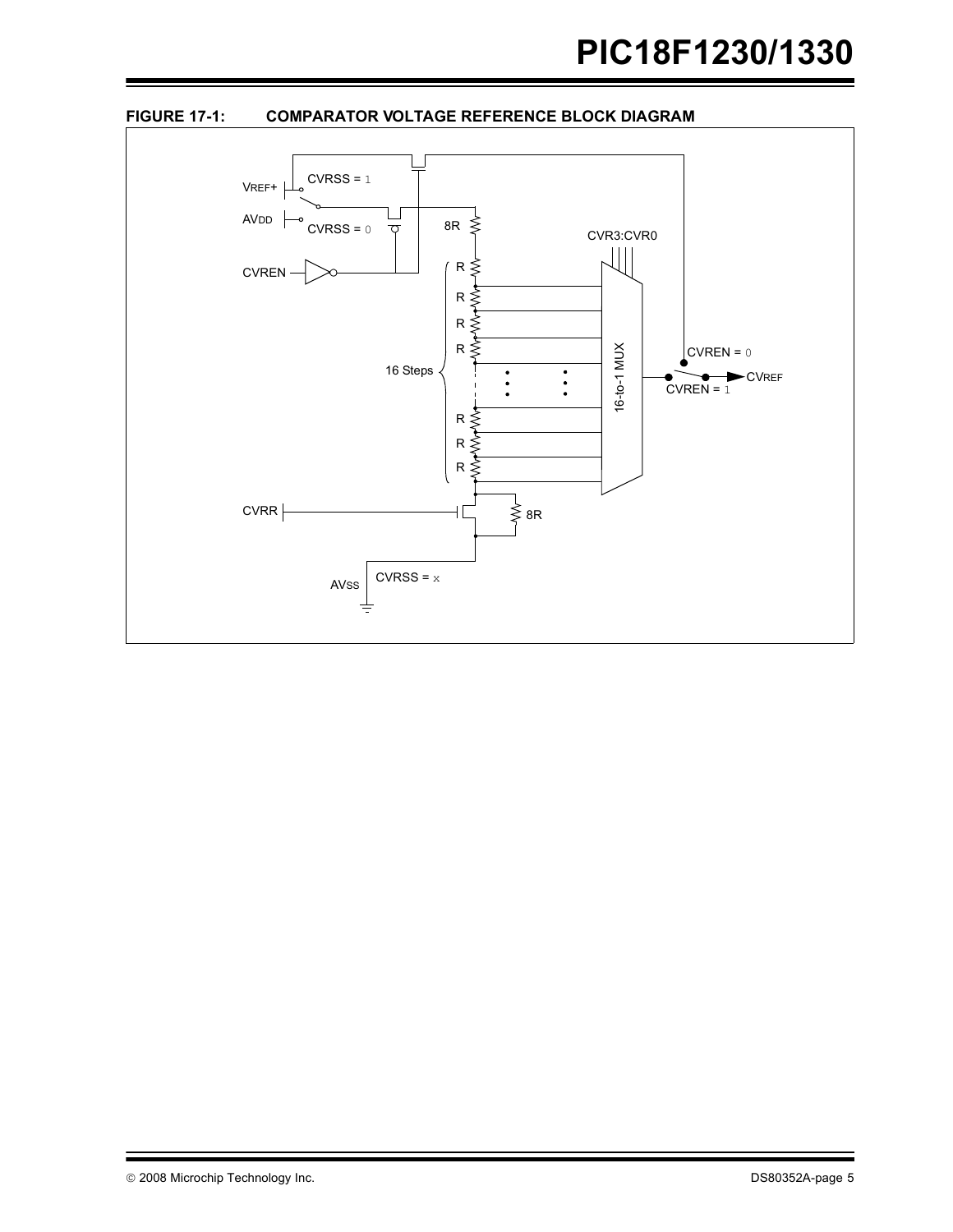**FIGURE 17-1: COMPARATOR VOLTAGE REFERENCE BLOCK DIAGRAM**

VREF+

CVRSS = 1

AVDD

CVRSS = 0

8R

CVR3:CVR0

CVREN

R

R

R

R

16 Steps

16-to-1 MUX

CVREN = 0

CVREF

CVREN = 1

R

R

R

CVRR

8R

AVSS

CVRSS = x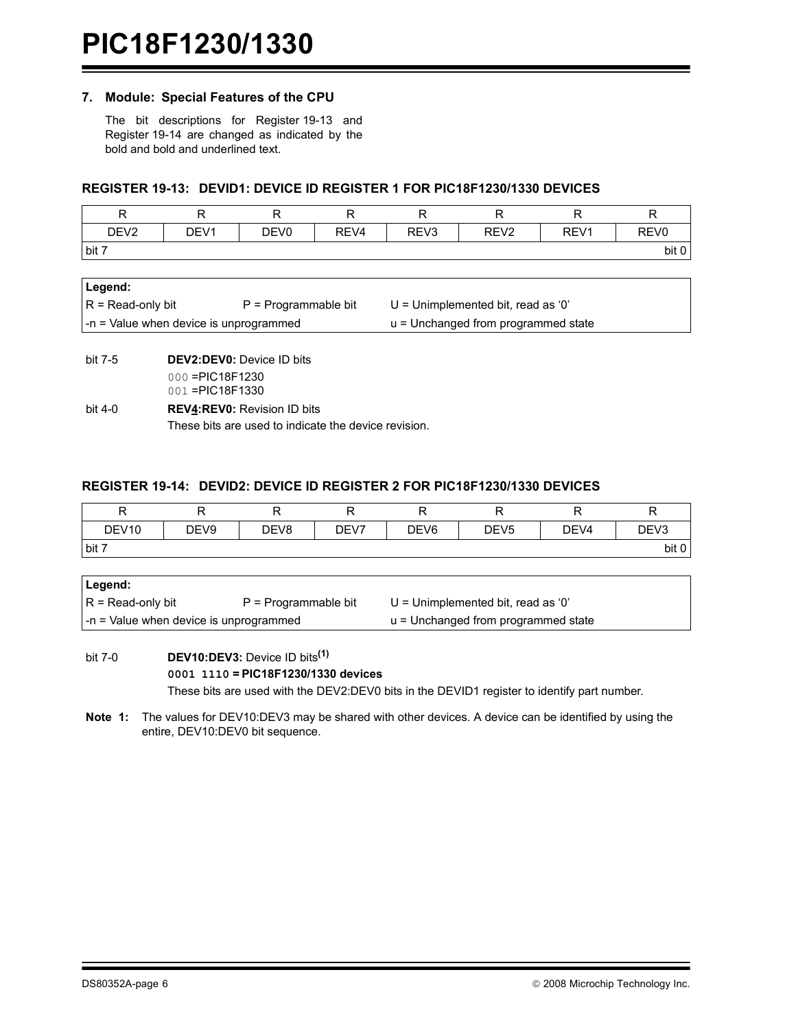## 7. Module: Special Features of the CPU

The bit descriptions for Register 19-13 and Register 19-14 are changed as indicated by the bold and bold and underlined text.

### REGISTER 19-13: DEVID1: DEVICE ID REGISTER 1 FOR PIC18F1230/1330 DEVICES

| R | R | R | R | R | R | R | R |
|---|---|---|---|---|---|---|---|
| DEV2 | DEV1 | DEV0 | REV4 | REV3 | REV2 | REV1 | REV0 |
| bit 7 | | | | | | | bit 0 |

| **Legend:** | | |
|---|---|---|
| R = Read-only bit | P = Programmable bit | U = Unimplemented bit, read as '0' |
| -n = Value when device is unprogrammed | | u = Unchanged from programmed state |

bit 7-5 **DEV2:DEV0:** Device ID bits
`000` =PIC18F1230
`001` =PIC18F1330

bit 4-0 **REV<u>4</u>:REV0:** Revision ID bits
These bits are used to indicate the device revision.

### REGISTER 19-14: DEVID2: DEVICE ID REGISTER 2 FOR PIC18F1230/1330 DEVICES

| R | R | R | R | R | R | R | R |
|---|---|---|---|---|---|---|---|
| DEV10 | DEV9 | DEV8 | DEV7 | DEV6 | DEV5 | DEV4 | DEV3 |
| bit 7 | | | | | | | bit 0 |

| **Legend:** | | |
|---|---|---|
| R = Read-only bit | P = Programmable bit | U = Unimplemented bit, read as '0' |
| -n = Value when device is unprogrammed | | u = Unchanged from programmed state |

bit 7-0 **DEV10:DEV3:** Device ID bits(1)
**`0001 1110` = PIC18F1230/1330 devices**
These bits are used with the DEV2:DEV0 bits in the DEVID1 register to identify part number.

**Note 1:** The values for DEV10:DEV3 may be shared with other devices. A device can be identified by using the entire, DEV10:DEV0 bit sequence.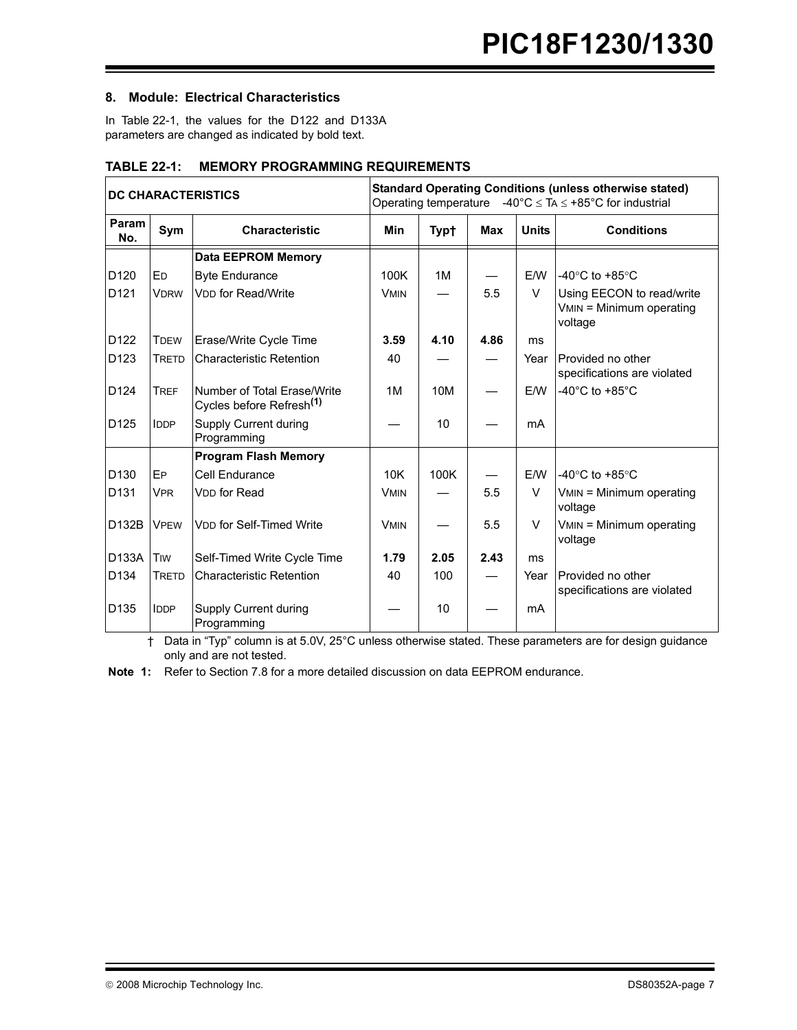## 8. Module: Electrical Characteristics

In Table 22-1, the values for the D122 and D133A parameters are changed as indicated by bold text.

### TABLE 22-1: MEMORY PROGRAMMING REQUIREMENTS

| DC CHARACTERISTICS | | | Standard Operating Conditions (unless otherwise stated) Operating temperature -40°C ≤ TA ≤ +85°C for industrial | | | | |
|---|---|---|---|---|---|---|---|
| **Param No.** | **Sym** | **Characteristic** | **Min** | **Typ†** | **Max** | **Units** | **Conditions** |
| | | **Data EEPROM Memory** | | | | | |
| D120 | ED | Byte Endurance | 100K | 1M | — | E/W | -40°C to +85°C |
| D121 | VDRW | VDD for Read/Write | VMIN | — | 5.5 | V | Using EECON to read/write VMIN = Minimum operating voltage |
| D122 | TDEW | Erase/Write Cycle Time | **3.59** | **4.10** | **4.86** | ms | |
| D123 | TRETD | Characteristic Retention | 40 | — | — | Year | Provided no other specifications are violated |
| D124 | TREF | Number of Total Erase/Write Cycles before Refresh(1) | 1M | 10M | — | E/W | -40°C to +85°C |
| D125 | IDDP | Supply Current during Programming | — | 10 | — | mA | |
| | | **Program Flash Memory** | | | | | |
| D130 | EP | Cell Endurance | 10K | 100K | — | E/W | -40°C to +85°C |
| D131 | VPR | VDD for Read | VMIN | — | 5.5 | V | VMIN = Minimum operating voltage |
| D132B | VPEW | VDD for Self-Timed Write | VMIN | — | 5.5 | V | VMIN = Minimum operating voltage |
| D133A | TIW | Self-Timed Write Cycle Time | **1.79** | **2.05** | **2.43** | ms | |
| D134 | TRETD | Characteristic Retention | 40 | 100 | — | Year | Provided no other specifications are violated |
| D135 | IDDP | Supply Current during Programming | — | 10 | — | mA | |

† Data in "Typ" column is at 5.0V, 25°C unless otherwise stated. These parameters are for design guidance only and are not tested.

**Note 1:** Refer to Section 7.8 for a more detailed discussion on data EEPROM endurance.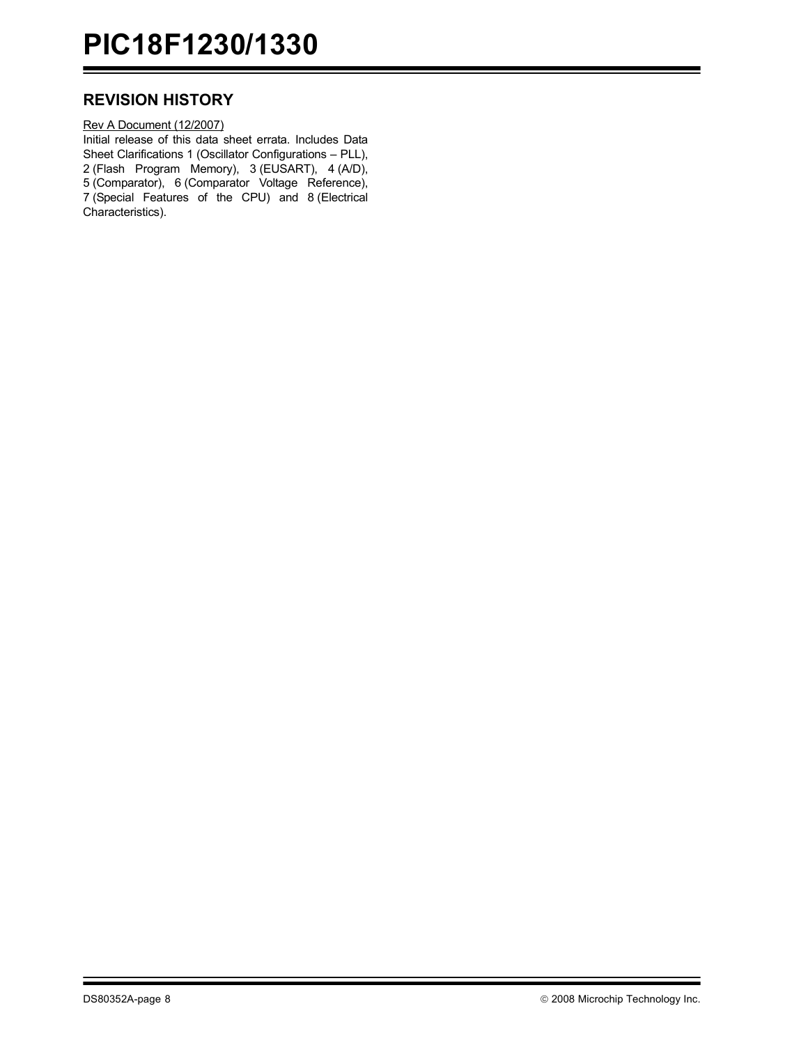## REVISION HISTORY

Rev A Document (12/2007)

Initial release of this data sheet errata. Includes Data Sheet Clarifications 1 (Oscillator Configurations – PLL), 2 (Flash Program Memory), 3 (EUSART), 4 (A/D), 5 (Comparator), 6 (Comparator Voltage Reference), 7 (Special Features of the CPU) and 8 (Electrical Characteristics).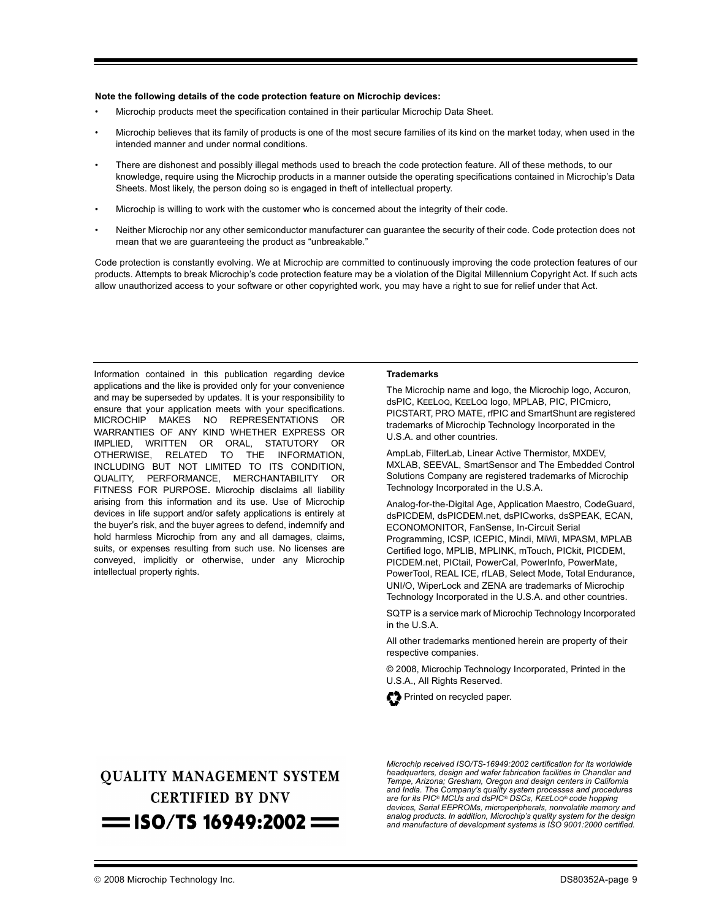**Note the following details of the code protection feature on Microchip devices:**

- Microchip products meet the specification contained in their particular Microchip Data Sheet.
- Microchip believes that its family of products is one of the most secure families of its kind on the market today, when used in the intended manner and under normal conditions.
- There are dishonest and possibly illegal methods used to breach the code protection feature. All of these methods, to our knowledge, require using the Microchip products in a manner outside the operating specifications contained in Microchip's Data Sheets. Most likely, the person doing so is engaged in theft of intellectual property.
- Microchip is willing to work with the customer who is concerned about the integrity of their code.
- Neither Microchip nor any other semiconductor manufacturer can guarantee the security of their code. Code protection does not mean that we are guaranteeing the product as "unbreakable."

Code protection is constantly evolving. We at Microchip are committed to continuously improving the code protection features of our products. Attempts to break Microchip's code protection feature may be a violation of the Digital Millennium Copyright Act. If such acts allow unauthorized access to your software or other copyrighted work, you may have a right to sue for relief under that Act.

Information contained in this publication regarding device applications and the like is provided only for your convenience and may be superseded by updates. It is your responsibility to ensure that your application meets with your specifications. MICROCHIP MAKES NO REPRESENTATIONS OR WARRANTIES OF ANY KIND WHETHER EXPRESS OR IMPLIED, WRITTEN OR ORAL, STATUTORY OR OTHERWISE, RELATED TO THE INFORMATION, INCLUDING BUT NOT LIMITED TO ITS CONDITION, QUALITY, PERFORMANCE, MERCHANTABILITY OR FITNESS FOR PURPOSE**.** Microchip disclaims all liability arising from this information and its use. Use of Microchip devices in life support and/or safety applications is entirely at the buyer's risk, and the buyer agrees to defend, indemnify and hold harmless Microchip from any and all damages, claims, suits, or expenses resulting from such use. No licenses are conveyed, implicitly or otherwise, under any Microchip intellectual property rights.

**Trademarks**

The Microchip name and logo, the Microchip logo, Accuron, dsPIC, KEELOQ, KEELOQ logo, MPLAB, PIC, PICmicro, PICSTART, PRO MATE, rfPIC and SmartShunt are registered trademarks of Microchip Technology Incorporated in the U.S.A. and other countries.

AmpLab, FilterLab, Linear Active Thermistor, MXDEV, MXLAB, SEEVAL, SmartSensor and The Embedded Control Solutions Company are registered trademarks of Microchip Technology Incorporated in the U.S.A.

Analog-for-the-Digital Age, Application Maestro, CodeGuard, dsPICDEM, dsPICDEM.net, dsPICworks, dsSPEAK, ECAN, ECONOMONITOR, FanSense, In-Circuit Serial Programming, ICSP, ICEPIC, Mindi, MiWi, MPASM, MPLAB Certified logo, MPLIB, MPLINK, mTouch, PICkit, PICDEM, PICDEM.net, PICtail, PowerCal, PowerInfo, PowerMate, PowerTool, REAL ICE, rfLAB, Select Mode, Total Endurance, UNI/O, WiperLock and ZENA are trademarks of Microchip Technology Incorporated in the U.S.A. and other countries.

SQTP is a service mark of Microchip Technology Incorporated in the U.S.A.

All other trademarks mentioned herein are property of their respective companies.

© 2008, Microchip Technology Incorporated, Printed in the U.S.A., All Rights Reserved.

Printed on recycled paper.

**QUALITY MANAGEMENT SYSTEM CERTIFIED BY DNV**

**ISO/TS 16949:2002**

*Microchip received ISO/TS-16949:2002 certification for its worldwide headquarters, design and wafer fabrication facilities in Chandler and Tempe, Arizona; Gresham, Oregon and design centers in California and India. The Company's quality system processes and procedures are for its PIC® MCUs and dsPIC® DSCs, KEELOQ® code hopping devices, Serial EEPROMs, microperipherals, nonvolatile memory and analog products. In addition, Microchip's quality system for the design and manufacture of development systems is ISO 9001:2000 certified.*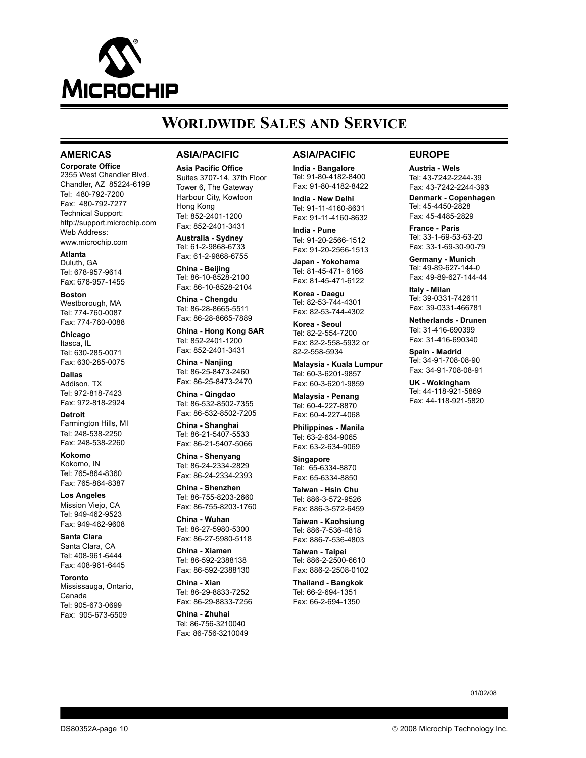# Worldwide Sales and Service

## AMERICAS

**Corporate Office**
2355 West Chandler Blvd.
Chandler, AZ 85224-6199
Tel: 480-792-7200
Fax: 480-792-7277
Technical Support:
http://support.microchip.com
Web Address:
www.microchip.com

**Atlanta**
Duluth, GA
Tel: 678-957-9614
Fax: 678-957-1455

**Boston**
Westborough, MA
Tel: 774-760-0087
Fax: 774-760-0088

**Chicago**
Itasca, IL
Tel: 630-285-0071
Fax: 630-285-0075

**Dallas**
Addison, TX
Tel: 972-818-7423
Fax: 972-818-2924

**Detroit**
Farmington Hills, MI
Tel: 248-538-2250
Fax: 248-538-2260

**Kokomo**
Kokomo, IN
Tel: 765-864-8360
Fax: 765-864-8387

**Los Angeles**
Mission Viejo, CA
Tel: 949-462-9523
Fax: 949-462-9608

**Santa Clara**
Santa Clara, CA
Tel: 408-961-6444
Fax: 408-961-6445

**Toronto**
Mississauga, Ontario,
Canada
Tel: 905-673-0699
Fax: 905-673-6509

## ASIA/PACIFIC

**Asia Pacific Office**
Suites 3707-14, 37th Floor
Tower 6, The Gateway
Harbour City, Kowloon
Hong Kong
Tel: 852-2401-1200
Fax: 852-2401-3431

**Australia - Sydney**
Tel: 61-2-9868-6733
Fax: 61-2-9868-6755

**China - Beijing**
Tel: 86-10-8528-2100
Fax: 86-10-8528-2104

**China - Chengdu**
Tel: 86-28-8665-5511
Fax: 86-28-8665-7889

**China - Hong Kong SAR**
Tel: 852-2401-1200
Fax: 852-2401-3431

**China - Nanjing**
Tel: 86-25-8473-2460
Fax: 86-25-8473-2470

**China - Qingdao**
Tel: 86-532-8502-7355
Fax: 86-532-8502-7205

**China - Shanghai**
Tel: 86-21-5407-5533
Fax: 86-21-5407-5066

**China - Shenyang**
Tel: 86-24-2334-2829
Fax: 86-24-2334-2393

**China - Shenzhen**
Tel: 86-755-8203-2660
Fax: 86-755-8203-1760

**China - Wuhan**
Tel: 86-27-5980-5300
Fax: 86-27-5980-5118

**China - Xiamen**
Tel: 86-592-2388138
Fax: 86-592-2388130

**China - Xian**
Tel: 86-29-8833-7252
Fax: 86-29-8833-7256

**China - Zhuhai**
Tel: 86-756-3210040
Fax: 86-756-3210049

## ASIA/PACIFIC

**India - Bangalore**
Tel: 91-80-4182-8400
Fax: 91-80-4182-8422

**India - New Delhi**
Tel: 91-11-4160-8631
Fax: 91-11-4160-8632

**India - Pune**
Tel: 91-20-2566-1512
Fax: 91-20-2566-1513

**Japan - Yokohama**
Tel: 81-45-471- 6166
Fax: 81-45-471-6122

**Korea - Daegu**
Tel: 82-53-744-4301
Fax: 82-53-744-4302

**Korea - Seoul**
Tel: 82-2-554-7200
Fax: 82-2-558-5932 or
82-2-558-5934

**Malaysia - Kuala Lumpur**
Tel: 60-3-6201-9857
Fax: 60-3-6201-9859

**Malaysia - Penang**
Tel: 60-4-227-8870
Fax: 60-4-227-4068

**Philippines - Manila**
Tel: 63-2-634-9065
Fax: 63-2-634-9069

**Singapore**
Tel: 65-6334-8870
Fax: 65-6334-8850

**Taiwan - Hsin Chu**
Tel: 886-3-572-9526
Fax: 886-3-572-6459

**Taiwan - Kaohsiung**
Tel: 886-7-536-4818
Fax: 886-7-536-4803

**Taiwan - Taipei**
Tel: 886-2-2500-6610
Fax: 886-2-2508-0102

**Thailand - Bangkok**
Tel: 66-2-694-1351
Fax: 66-2-694-1350

## EUROPE

**Austria - Wels**
Tel: 43-7242-2244-39
Fax: 43-7242-2244-393

**Denmark - Copenhagen**
Tel: 45-4450-2828
Fax: 45-4485-2829

**France - Paris**
Tel: 33-1-69-53-63-20
Fax: 33-1-69-30-90-79

**Germany - Munich**
Tel: 49-89-627-144-0
Fax: 49-89-627-144-44

**Italy - Milan**
Tel: 39-0331-742611
Fax: 39-0331-466781

**Netherlands - Drunen**
Tel: 31-416-690399
Fax: 31-416-690340

**Spain - Madrid**
Tel: 34-91-708-08-90
Fax: 34-91-708-08-91

**UK - Wokingham**
Tel: 44-118-921-5869
Fax: 44-118-921-5820

01/02/08